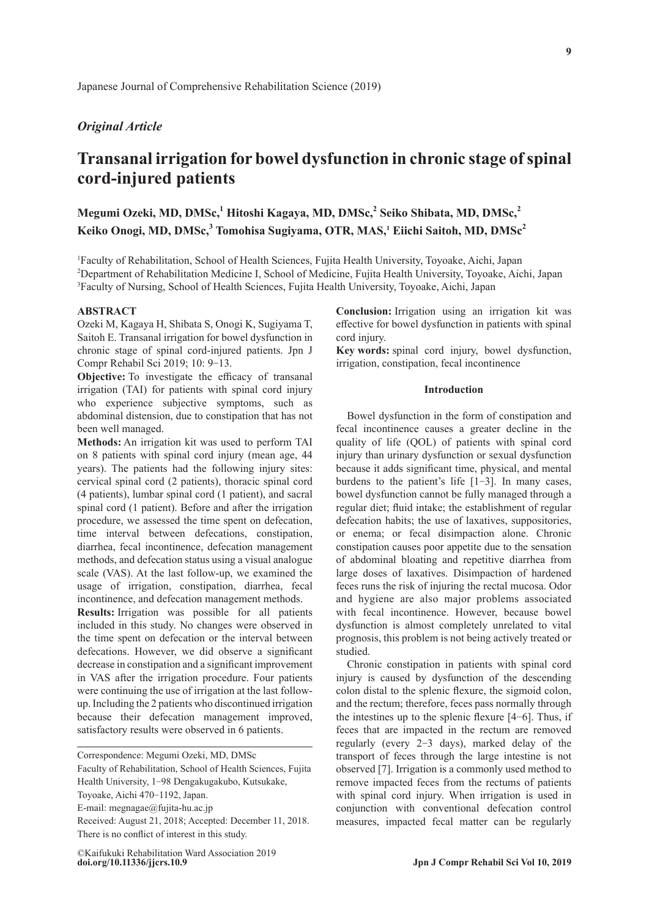Japanese Journal of Comprehensive Rehabilitation Science (2019)

*Original Article*

# Transanal irrigation for bowel dysfunction in chronic stage of spinal cord-injured patients

**Megumi Ozeki, MD, DMSc,[1] Hitoshi Kagaya, MD, DMSc,[2] Seiko Shibata, MD, DMSc,[2] Keiko Onogi, MD, DMSc,[3] Tomohisa Sugiyama, OTR, MAS,[1] Eiichi Saitoh, MD, DMSc[2]**

[1]Faculty of Rehabilitation, School of Health Sciences, Fujita Health University, Toyoake, Aichi, Japan
[2]Department of Rehabilitation Medicine I, School of Medicine, Fujita Health University, Toyoake, Aichi, Japan
[3]Faculty of Nursing, School of Health Sciences, Fujita Health University, Toyoake, Aichi, Japan

## ABSTRACT

Ozeki M, Kagaya H, Shibata S, Onogi K, Sugiyama T, Saitoh E. Transanal irrigation for bowel dysfunction in chronic stage of spinal cord-injured patients. Jpn J Compr Rehabil Sci 2019; 10: 9−13.

**Objective:** To investigate the efficacy of transanal irrigation (TAI) for patients with spinal cord injury who experience subjective symptoms, such as abdominal distension, due to constipation that has not been well managed.

**Methods:** An irrigation kit was used to perform TAI on 8 patients with spinal cord injury (mean age, 44 years). The patients had the following injury sites: cervical spinal cord (2 patients), thoracic spinal cord (4 patients), lumbar spinal cord (1 patient), and sacral spinal cord (1 patient). Before and after the irrigation procedure, we assessed the time spent on defecation, time interval between defecations, constipation, diarrhea, fecal incontinence, defecation management methods, and defecation status using a visual analogue scale (VAS). At the last follow-up, we examined the usage of irrigation, constipation, diarrhea, fecal incontinence, and defecation management methods.

**Results:** Irrigation was possible for all patients included in this study. No changes were observed in the time spent on defecation or the interval between defecations. However, we did observe a significant decrease in constipation and a significant improvement in VAS after the irrigation procedure. Four patients were continuing the use of irrigation at the last follow-up. Including the 2 patients who discontinued irrigation because their defecation management improved, satisfactory results were observed in 6 patients.

**Conclusion:** Irrigation using an irrigation kit was effective for bowel dysfunction in patients with spinal cord injury.

**Key words:** spinal cord injury, bowel dysfunction, irrigation, constipation, fecal incontinence

Correspondence: Megumi Ozeki, MD, DMSc
Faculty of Rehabilitation, School of Health Sciences, Fujita Health University, 1−98 Dengakugakubo, Kutsukake, Toyoake, Aichi 470−1192, Japan.
E-mail: megnagae@fujita-hu.ac.jp
Received: August 21, 2018; Accepted: December 11, 2018.
There is no conflict of interest in this study.

©Kaifukuki Rehabilitation Ward Association 2019
**doi.org/10.11336/jjcrs.10.9**

## Introduction

Bowel dysfunction in the form of constipation and fecal incontinence causes a greater decline in the quality of life (QOL) of patients with spinal cord injury than urinary dysfunction or sexual dysfunction because it adds significant time, physical, and mental burdens to the patient's life [1−3]. In many cases, bowel dysfunction cannot be fully managed through a regular diet; fluid intake; the establishment of regular defecation habits; the use of laxatives, suppositories, or enema; or fecal disimpaction alone. Chronic constipation causes poor appetite due to the sensation of abdominal bloating and repetitive diarrhea from large doses of laxatives. Disimpaction of hardened feces runs the risk of injuring the rectal mucosa. Odor and hygiene are also major problems associated with fecal incontinence. However, because bowel dysfunction is almost completely unrelated to vital prognosis, this problem is not being actively treated or studied.

Chronic constipation in patients with spinal cord injury is caused by dysfunction of the descending colon distal to the splenic flexure, the sigmoid colon, and the rectum; therefore, feces pass normally through the intestines up to the splenic flexure [4−6]. Thus, if feces that are impacted in the rectum are removed regularly (every 2−3 days), marked delay of the transport of feces through the large intestine is not observed [7]. Irrigation is a commonly used method to remove impacted feces from the rectums of patients with spinal cord injury. When irrigation is used in conjunction with conventional defecation control measures, impacted fecal matter can be regularly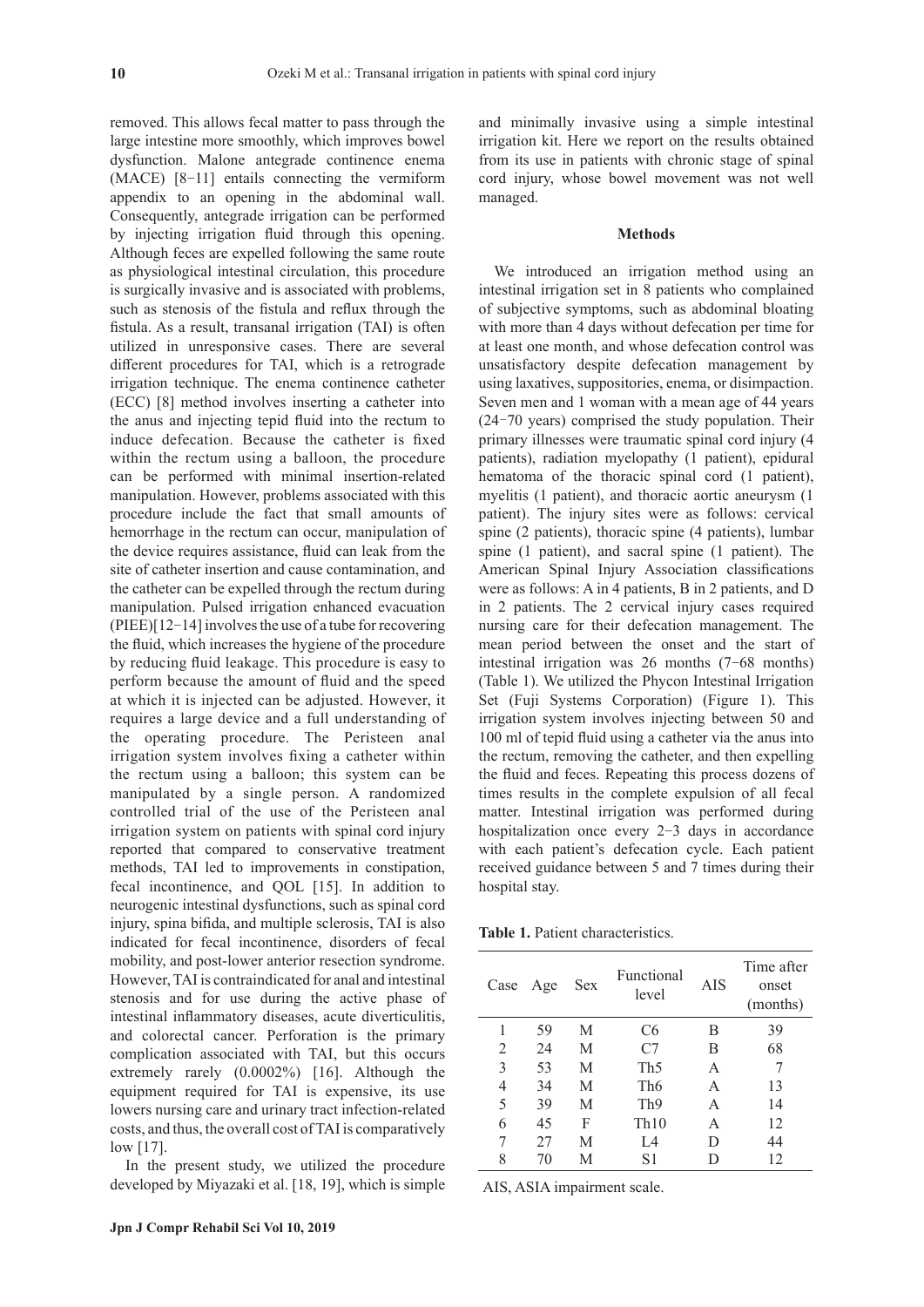removed. This allows fecal matter to pass through the large intestine more smoothly, which improves bowel dysfunction. Malone antegrade continence enema (MACE) [8-11] entails connecting the vermiform appendix to an opening in the abdominal wall. Consequently, antegrade irrigation can be performed by injecting irrigation fluid through this opening. Although feces are expelled following the same route as physiological intestinal circulation, this procedure is surgically invasive and is associated with problems, such as stenosis of the fistula and reflux through the fistula. As a result, transanal irrigation (TAI) is often utilized in unresponsive cases. There are several different procedures for TAI, which is a retrograde irrigation technique. The enema continence catheter (ECC) [8] method involves inserting a catheter into the anus and injecting tepid fluid into the rectum to induce defecation. Because the catheter is fixed within the rectum using a balloon, the procedure can be performed with minimal insertion-related manipulation. However, problems associated with this procedure include the fact that small amounts of hemorrhage in the rectum can occur, manipulation of the device requires assistance, fluid can leak from the site of catheter insertion and cause contamination, and the catheter can be expelled through the rectum during manipulation. Pulsed irrigation enhanced evacuation (PIEE)[12-14] involves the use of a tube for recovering the fluid, which increases the hygiene of the procedure by reducing fluid leakage. This procedure is easy to perform because the amount of fluid and the speed at which it is injected can be adjusted. However, it requires a large device and a full understanding of the operating procedure. The Peristeen anal irrigation system involves fixing a catheter within the rectum using a balloon; this system can be manipulated by a single person. A randomized controlled trial of the use of the Peristeen anal irrigation system on patients with spinal cord injury reported that compared to conservative treatment methods, TAI led to improvements in constipation, fecal incontinence, and QOL [15]. In addition to neurogenic intestinal dysfunctions, such as spinal cord injury, spina bifida, and multiple sclerosis, TAI is also indicated for fecal incontinence, disorders of fecal mobility, and post-lower anterior resection syndrome. However, TAI is contraindicated for anal and intestinal stenosis and for use during the active phase of intestinal inflammatory diseases, acute diverticulitis, and colorectal cancer. Perforation is the primary complication associated with TAI, but this occurs extremely rarely (0.0002%) [16]. Although the equipment required for TAI is expensive, its use lowers nursing care and urinary tract infection-related costs, and thus, the overall cost of TAI is comparatively low [17].

In the present study, we utilized the procedure developed by Miyazaki et al. [18, 19], which is simple and minimally invasive using a simple intestinal irrigation kit. Here we report on the results obtained from its use in patients with chronic stage of spinal cord injury, whose bowel movement was not well managed.

## Methods

We introduced an irrigation method using an intestinal irrigation set in 8 patients who complained of subjective symptoms, such as abdominal bloating with more than 4 days without defecation per time for at least one month, and whose defecation control was unsatisfactory despite defecation management by using laxatives, suppositories, enema, or disimpaction. Seven men and 1 woman with a mean age of 44 years (24-70 years) comprised the study population. Their primary illnesses were traumatic spinal cord injury (4 patients), radiation myelopathy (1 patient), epidural hematoma of the thoracic spinal cord (1 patient), myelitis (1 patient), and thoracic aortic aneurysm (1 patient). The injury sites were as follows: cervical spine (2 patients), thoracic spine (4 patients), lumbar spine (1 patient), and sacral spine (1 patient). The American Spinal Injury Association classifications were as follows: A in 4 patients, B in 2 patients, and D in 2 patients. The 2 cervical injury cases required nursing care for their defecation management. The mean period between the onset and the start of intestinal irrigation was 26 months (7-68 months) (Table 1). We utilized the Phycon Intestinal Irrigation Set (Fuji Systems Corporation) (Figure 1). This irrigation system involves injecting between 50 and 100 ml of tepid fluid using a catheter via the anus into the rectum, removing the catheter, and then expelling the fluid and feces. Repeating this process dozens of times results in the complete expulsion of all fecal matter. Intestinal irrigation was performed during hospitalization once every 2-3 days in accordance with each patient's defecation cycle. Each patient received guidance between 5 and 7 times during their hospital stay.

**Table 1.** Patient characteristics.

| Case | Age | Sex | Functional level | AIS | Time after onset (months) |
|---|---|---|---|---|---|
| 1 | 59 | M | C6 | B | 39 |
| 2 | 24 | M | C7 | B | 68 |
| 3 | 53 | M | Th5 | A | 7 |
| 4 | 34 | M | Th6 | A | 13 |
| 5 | 39 | M | Th9 | A | 14 |
| 6 | 45 | F | Th10 | A | 12 |
| 7 | 27 | M | L4 | D | 44 |
| 8 | 70 | M | S1 | D | 12 |

AIS, ASIA impairment scale.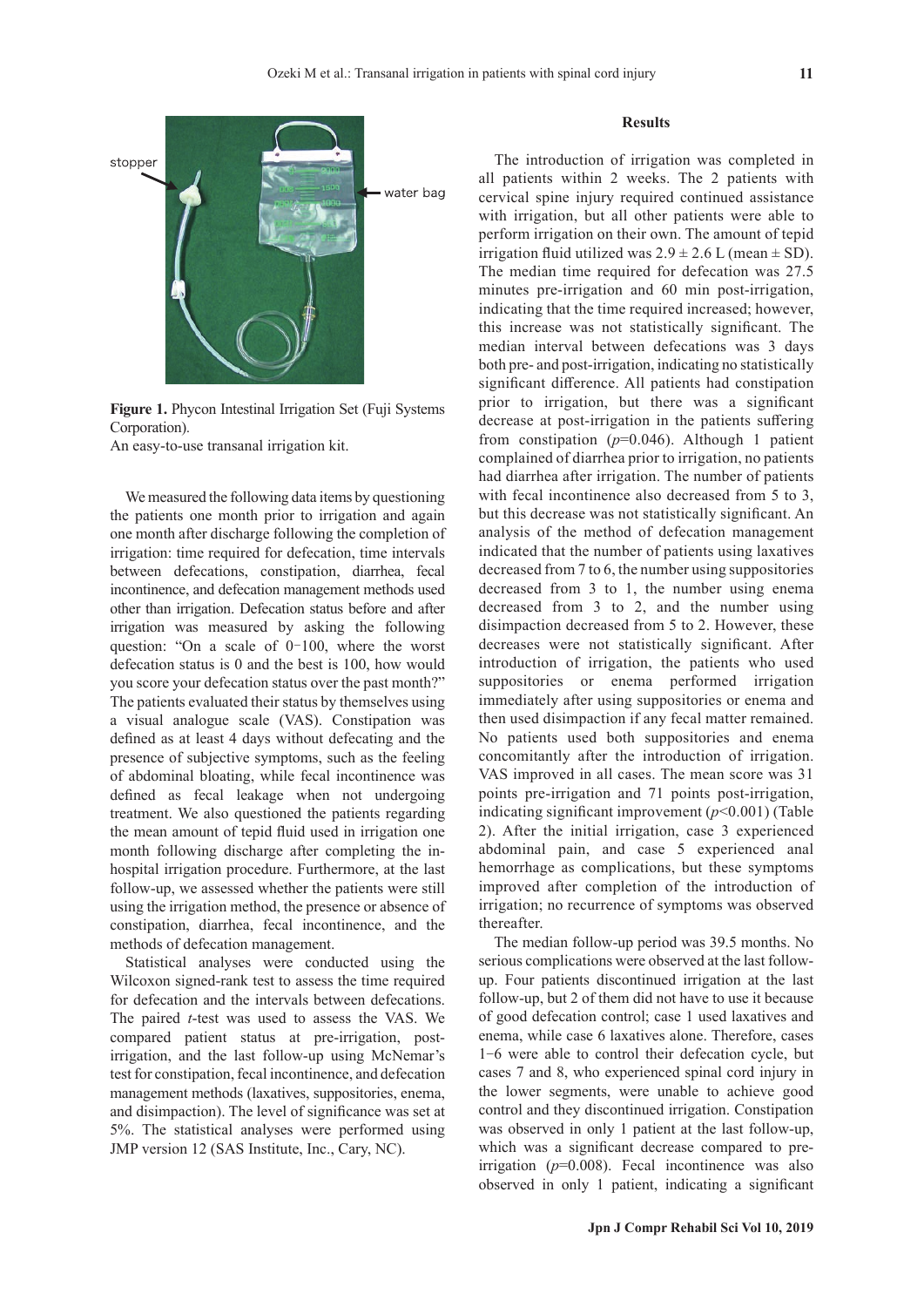Figure 1. Phycon Intestinal Irrigation Set (Fuji Systems Corporation).

An easy-to-use transanal irrigation kit.

We measured the following data items by questioning the patients one month prior to irrigation and again one month after discharge following the completion of irrigation: time required for defecation, time intervals between defecations, constipation, diarrhea, fecal incontinence, and defecation management methods used other than irrigation. Defecation status before and after irrigation was measured by asking the following question: "On a scale of 0–100, where the worst defecation status is 0 and the best is 100, how would you score your defecation status over the past month?" The patients evaluated their status by themselves using a visual analogue scale (VAS). Constipation was defined as at least 4 days without defecating and the presence of subjective symptoms, such as the feeling of abdominal bloating, while fecal incontinence was defined as fecal leakage when not undergoing treatment. We also questioned the patients regarding the mean amount of tepid fluid used in irrigation one month following discharge after completing the in-hospital irrigation procedure. Furthermore, at the last follow-up, we assessed whether the patients were still using the irrigation method, the presence or absence of constipation, diarrhea, fecal incontinence, and the methods of defecation management.

Statistical analyses were conducted using the Wilcoxon signed-rank test to assess the time required for defecation and the intervals between defecations. The paired *t*-test was used to assess the VAS. We compared patient status at pre-irrigation, post-irrigation, and the last follow-up using McNemar's test for constipation, fecal incontinence, and defecation management methods (laxatives, suppositories, enema, and disimpaction). The level of significance was set at 5%. The statistical analyses were performed using JMP version 12 (SAS Institute, Inc., Cary, NC).

## Results

The introduction of irrigation was completed in all patients within 2 weeks. The 2 patients with cervical spine injury required continued assistance with irrigation, but all other patients were able to perform irrigation on their own. The amount of tepid irrigation fluid utilized was $2.9 \pm 2.6$ L (mean $\pm$ SD). The median time required for defecation was 27.5 minutes pre-irrigation and 60 min post-irrigation, indicating that the time required increased; however, this increase was not statistically significant. The median interval between defecations was 3 days both pre- and post-irrigation, indicating no statistically significant difference. All patients had constipation prior to irrigation, but there was a significant decrease at post-irrigation in the patients suffering from constipation ($p$=0.046). Although 1 patient complained of diarrhea prior to irrigation, no patients had diarrhea after irrigation. The number of patients with fecal incontinence also decreased from 5 to 3, but this decrease was not statistically significant. An analysis of the method of defecation management indicated that the number of patients using laxatives decreased from 7 to 6, the number using suppositories decreased from 3 to 1, the number using enema decreased from 3 to 2, and the number using disimpaction decreased from 5 to 2. However, these decreases were not statistically significant. After introduction of irrigation, the patients who used suppositories or enema performed irrigation immediately after using suppositories or enema and then used disimpaction if any fecal matter remained. No patients used both suppositories and enema concomitantly after the introduction of irrigation. VAS improved in all cases. The mean score was 31 points pre-irrigation and 71 points post-irrigation, indicating significant improvement ($p$<0.001) (Table 2). After the initial irrigation, case 3 experienced abdominal pain, and case 5 experienced anal hemorrhage as complications, but these symptoms improved after completion of the introduction of irrigation; no recurrence of symptoms was observed thereafter.

The median follow-up period was 39.5 months. No serious complications were observed at the last follow-up. Four patients discontinued irrigation at the last follow-up, but 2 of them did not have to use it because of good defecation control; case 1 used laxatives and enema, while case 6 laxatives alone. Therefore, cases 1–6 were able to control their defecation cycle, but cases 7 and 8, who experienced spinal cord injury in the lower segments, were unable to achieve good control and they discontinued irrigation. Constipation was observed in only 1 patient at the last follow-up, which was a significant decrease compared to pre-irrigation ($p$=0.008). Fecal incontinence was also observed in only 1 patient, indicating a significant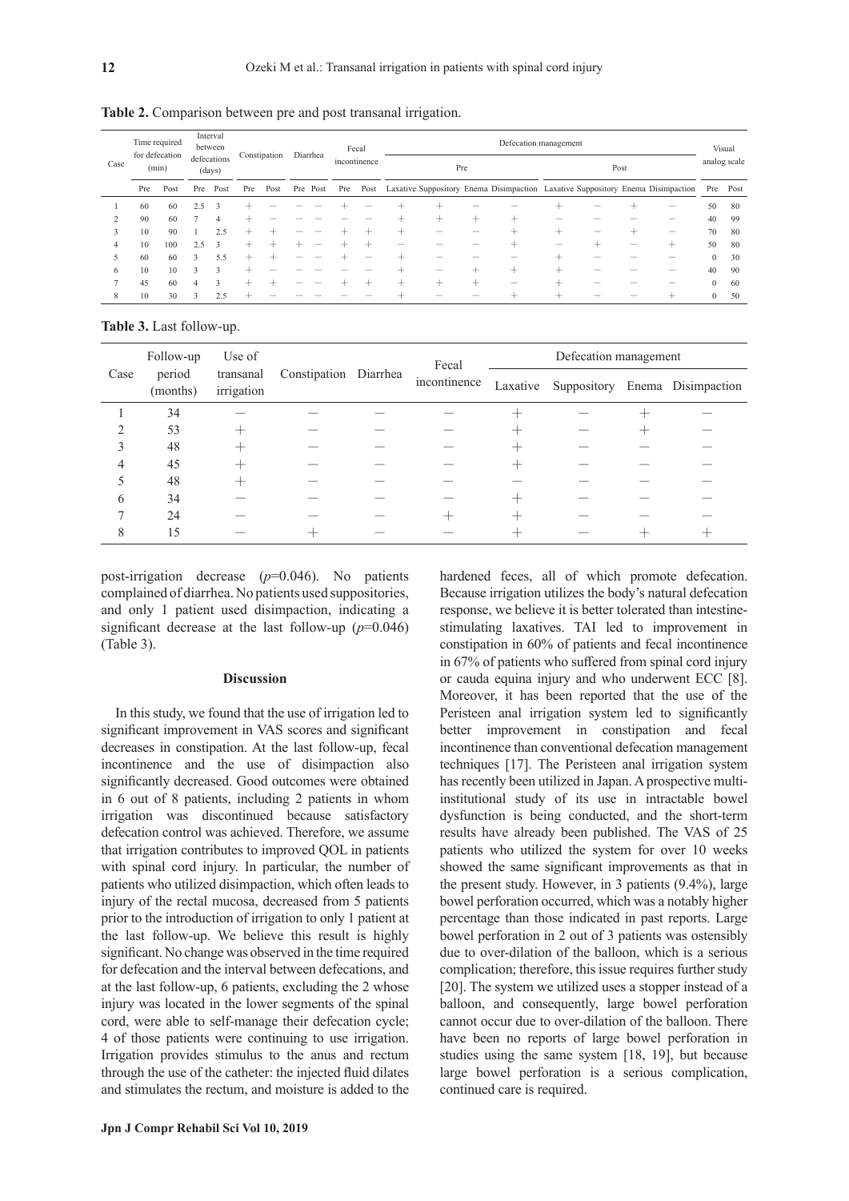**Table 2.** Comparison between pre and post transanal irrigation.

| Case | Time required for defecation (min) | | Interval between defecations (days) | | Constipation | | Diarrhea | | Fecal incontinence | | Defecation management | | | | | | | | Visual analog scale | |
|---|---|---|---|---|---|---|---|---|---|---|---|---|---|---|---|---|---|---|---|---|
| | | | | | | | | | | | Pre | | | | Post | | | | | |
| | Pre | Post | Pre | Post | Pre | Post | Pre | Post | Pre | Post | Laxative | Suppository | Enema | Disimpaction | Laxative | Suppository | Enema | Disimpaction | Pre | Post |
| 1 | 60 | 60 | 2.5 | 3 | + | − | − | − | + | − | + | + | − | − | + | − | + | − | 50 | 80 |
| 2 | 90 | 60 | 7 | 4 | + | − | − | − | − | − | + | + | + | + | − | − | − | − | 40 | 99 |
| 3 | 10 | 90 | 1 | 2.5 | + | + | − | − | + | + | + | − | − | + | + | − | + | − | 70 | 80 |
| 4 | 10 | 100 | 2.5 | 3 | + | + | + | − | + | + | − | − | − | + | − | + | − | + | 50 | 80 |
| 5 | 60 | 60 | 3 | 5.5 | + | + | − | − | + | − | + | − | − | − | + | − | − | − | 0 | 30 |
| 6 | 10 | 10 | 3 | 3 | + | − | − | − | − | − | + | − | + | + | + | − | − | − | 40 | 90 |
| 7 | 45 | 60 | 4 | 3 | + | + | − | − | + | + | + | + | + | − | + | − | − | − | 0 | 60 |
| 8 | 10 | 30 | 3 | 2.5 | + | − | − | − | − | − | + | − | − | + | + | − | − | + | 0 | 50 |

**Table 3.** Last follow-up.

| Case | Follow-up period (months) | Use of transanal irrigation | Constipation | Diarrhea | Fecal incontinence | Defecation management | | | |
|---|---|---|---|---|---|---|---|---|---|
| | | | | | | Laxative | Suppository | Enema | Disimpaction |
| 1 | 34 | − | − | − | − | + | − | + | − |
| 2 | 53 | + | − | − | − | + | − | + | − |
| 3 | 48 | + | − | − | − | + | − | − | − |
| 4 | 45 | + | − | − | − | + | − | − | − |
| 5 | 48 | + | − | − | − | − | − | − | − |
| 6 | 34 | − | − | − | − | + | − | − | − |
| 7 | 24 | − | − | − | + | + | − | − | − |
| 8 | 15 | − | + | − | − | + | − | + | + |

post-irrigation decrease ($p$=0.046). No patients complained of diarrhea. No patients used suppositories, and only 1 patient used disimpaction, indicating a significant decrease at the last follow-up ($p$=0.046) (Table 3).

## Discussion

In this study, we found that the use of irrigation led to significant improvement in VAS scores and significant decreases in constipation. At the last follow-up, fecal incontinence and the use of disimpaction also significantly decreased. Good outcomes were obtained in 6 out of 8 patients, including 2 patients in whom irrigation was discontinued because satisfactory defecation control was achieved. Therefore, we assume that irrigation contributes to improved QOL in patients with spinal cord injury. In particular, the number of patients who utilized disimpaction, which often leads to injury of the rectal mucosa, decreased from 5 patients prior to the introduction of irrigation to only 1 patient at the last follow-up. We believe this result is highly significant. No change was observed in the time required for defecation and the interval between defecations, and at the last follow-up, 6 patients, excluding the 2 whose injury was located in the lower segments of the spinal cord, were able to self-manage their defecation cycle; 4 of those patients were continuing to use irrigation. Irrigation provides stimulus to the anus and rectum through the use of the catheter: the injected fluid dilates and stimulates the rectum, and moisture is added to the hardened feces, all of which promote defecation. Because irrigation utilizes the body's natural defecation response, we believe it is better tolerated than intestine-stimulating laxatives. TAI led to improvement in constipation in 60% of patients and fecal incontinence in 67% of patients who suffered from spinal cord injury or cauda equina injury and who underwent ECC [8]. Moreover, it has been reported that the use of the Peristeen anal irrigation system led to significantly better improvement in constipation and fecal incontinence than conventional defecation management techniques [17]. The Peristeen anal irrigation system has recently been utilized in Japan. A prospective multi-institutional study of its use in intractable bowel dysfunction is being conducted, and the short-term results have already been published. The VAS of 25 patients who utilized the system for over 10 weeks showed the same significant improvements as that in the present study. However, in 3 patients (9.4%), large bowel perforation occurred, which was a notably higher percentage than those indicated in past reports. Large bowel perforation in 2 out of 3 patients was ostensibly due to over-dilation of the balloon, which is a serious complication; therefore, this issue requires further study [20]. The system we utilized uses a stopper instead of a balloon, and consequently, large bowel perforation cannot occur due to over-dilation of the balloon. There have been no reports of large bowel perforation in studies using the same system [18, 19], but because large bowel perforation is a serious complication, continued care is required.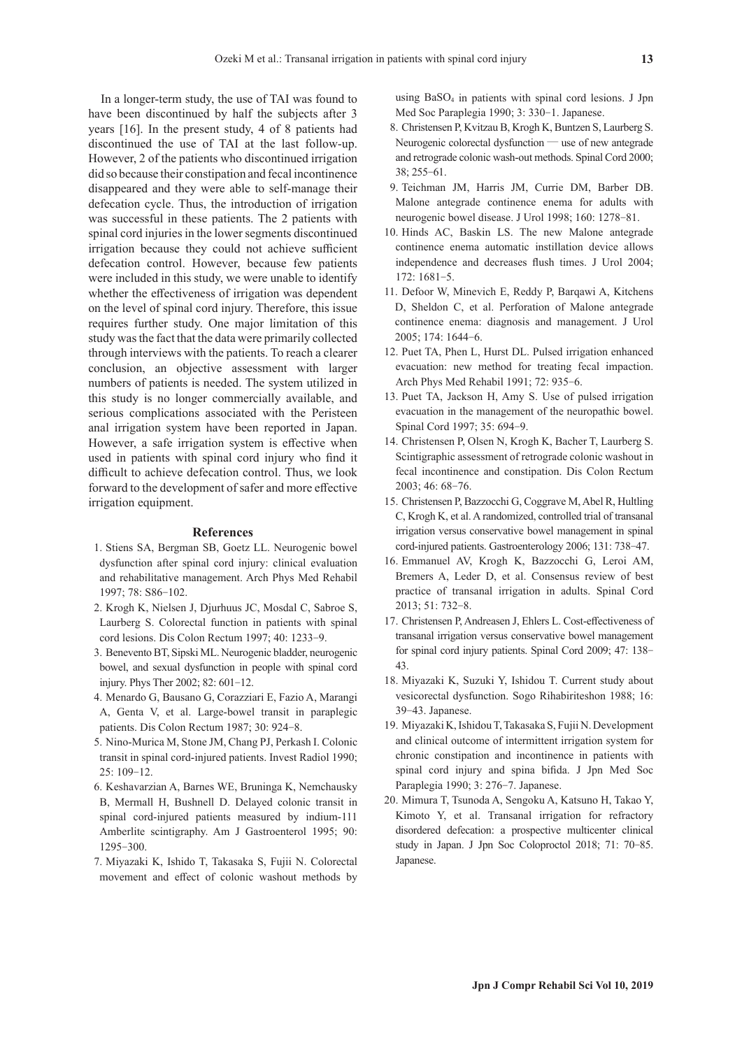In a longer-term study, the use of TAI was found to have been discontinued by half the subjects after 3 years [16]. In the present study, 4 of 8 patients had discontinued the use of TAI at the last follow-up. However, 2 of the patients who discontinued irrigation did so because their constipation and fecal incontinence disappeared and they were able to self-manage their defecation cycle. Thus, the introduction of irrigation was successful in these patients. The 2 patients with spinal cord injuries in the lower segments discontinued irrigation because they could not achieve sufficient defecation control. However, because few patients were included in this study, we were unable to identify whether the effectiveness of irrigation was dependent on the level of spinal cord injury. Therefore, this issue requires further study. One major limitation of this study was the fact that the data were primarily collected through interviews with the patients. To reach a clearer conclusion, an objective assessment with larger numbers of patients is needed. The system utilized in this study is no longer commercially available, and serious complications associated with the Peristeen anal irrigation system have been reported in Japan. However, a safe irrigation system is effective when used in patients with spinal cord injury who find it difficult to achieve defecation control. Thus, we look forward to the development of safer and more effective irrigation equipment.

## References

1. Stiens SA, Bergman SB, Goetz LL. Neurogenic bowel dysfunction after spinal cord injury: clinical evaluation and rehabilitative management. Arch Phys Med Rehabil 1997; 78: S86−102.
2. Krogh K, Nielsen J, Djurhuus JC, Mosdal C, Sabroe S, Laurberg S. Colorectal function in patients with spinal cord lesions. Dis Colon Rectum 1997; 40: 1233−9.
3. Benevento BT, Sipski ML. Neurogenic bladder, neurogenic bowel, and sexual dysfunction in people with spinal cord injury. Phys Ther 2002; 82: 601−12.
4. Menardo G, Bausano G, Corazziari E, Fazio A, Marangi A, Genta V, et al. Large-bowel transit in paraplegic patients. Dis Colon Rectum 1987; 30: 924−8.
5. Nino-Murica M, Stone JM, Chang PJ, Perkash I. Colonic transit in spinal cord-injured patients. Invest Radiol 1990; 25: 109−12.
6. Keshavarzian A, Barnes WE, Bruninga K, Nemchausky B, Mermall H, Bushnell D. Delayed colonic transit in spinal cord-injured patients measured by indium-111 Amberlite scintigraphy. Am J Gastroenterol 1995; 90: 1295−300.
7. Miyazaki K, Ishido T, Takasaka S, Fujii N. Colorectal movement and effect of colonic washout methods by using $BaSO_4$ in patients with spinal cord lesions. J Jpn Med Soc Paraplegia 1990; 3: 330−1. Japanese.
8. Christensen P, Kvitzau B, Krogh K, Buntzen S, Laurberg S. Neurogenic colorectal dysfunction — use of new antegrade and retrograde colonic wash-out methods. Spinal Cord 2000; 38; 255−61.
9. Teichman JM, Harris JM, Currie DM, Barber DB. Malone antegrade continence enema for adults with neurogenic bowel disease. J Urol 1998; 160: 1278−81.
10. Hinds AC, Baskin LS. The new Malone antegrade continence enema automatic instillation device allows independence and decreases flush times. J Urol 2004; 172: 1681−5.
11. Defoor W, Minevich E, Reddy P, Barqawi A, Kitchens D, Sheldon C, et al. Perforation of Malone antegrade continence enema: diagnosis and management. J Urol 2005; 174: 1644−6.
12. Puet TA, Phen L, Hurst DL. Pulsed irrigation enhanced evacuation: new method for treating fecal impaction. Arch Phys Med Rehabil 1991; 72: 935−6.
13. Puet TA, Jackson H, Amy S. Use of pulsed irrigation evacuation in the management of the neuropathic bowel. Spinal Cord 1997; 35: 694−9.
14. Christensen P, Olsen N, Krogh K, Bacher T, Laurberg S. Scintigraphic assessment of retrograde colonic washout in fecal incontinence and constipation. Dis Colon Rectum 2003; 46: 68−76.
15. Christensen P, Bazzocchi G, Coggrave M, Abel R, Hultling C, Krogh K, et al. A randomized, controlled trial of transanal irrigation versus conservative bowel management in spinal cord-injured patients. Gastroenterology 2006; 131: 738–47.
16. Emmanuel AV, Krogh K, Bazzocchi G, Leroi AM, Bremers A, Leder D, et al. Consensus review of best practice of transanal irrigation in adults. Spinal Cord 2013; 51: 732−8.
17. Christensen P, Andreasen J, Ehlers L. Cost-effectiveness of transanal irrigation versus conservative bowel management for spinal cord injury patients. Spinal Cord 2009; 47: 138−43.
18. Miyazaki K, Suzuki Y, Ishidou T. Current study about vesicorectal dysfunction. Sogo Rihabiriteshon 1988; 16: 39−43. Japanese.
19. Miyazaki K, Ishidou T, Takasaka S, Fujii N. Development and clinical outcome of intermittent irrigation system for chronic constipation and incontinence in patients with spinal cord injury and spina bifida. J Jpn Med Soc Paraplegia 1990; 3: 276−7. Japanese.
20. Mimura T, Tsunoda A, Sengoku A, Katsuno H, Takao Y, Kimoto Y, et al. Transanal irrigation for refractory disordered defecation: a prospective multicenter clinical study in Japan. J Jpn Soc Coloproctol 2018; 71: 70−85. Japanese.